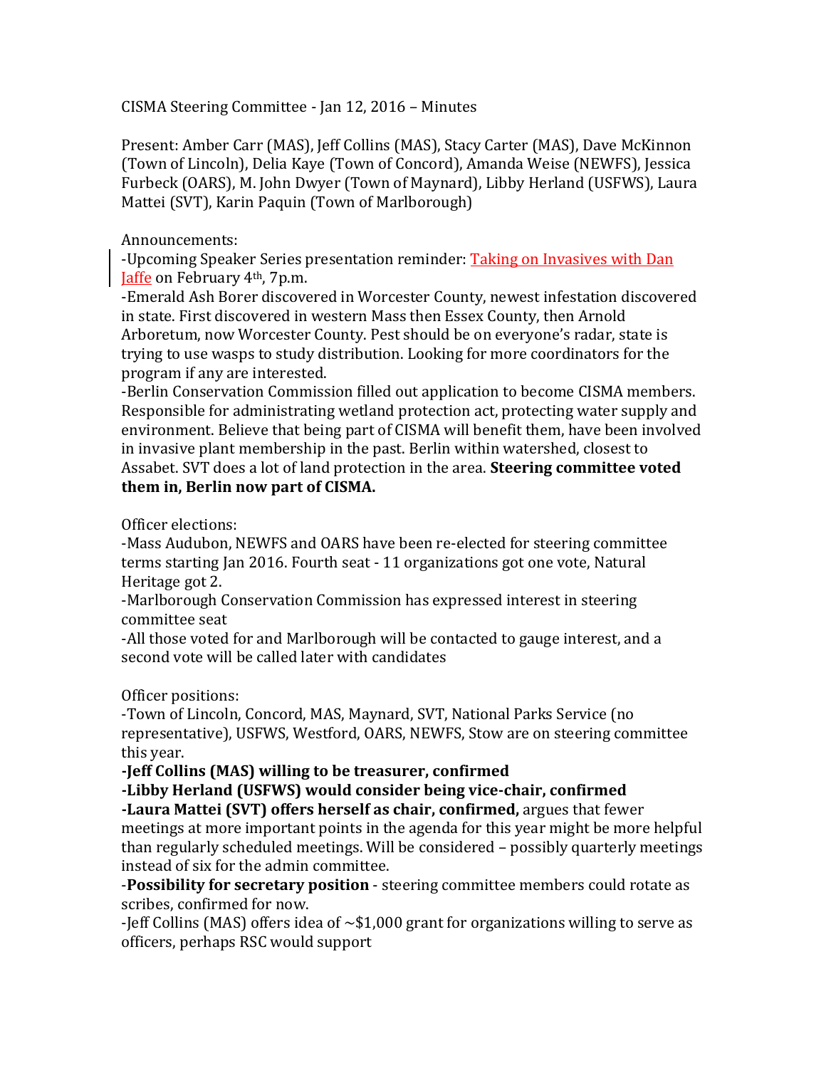CISMA Steering Committee - Jan 12, 2016 – Minutes

Present: Amber Carr (MAS), Jeff Collins (MAS), Stacy Carter (MAS), Dave McKinnon (Town of Lincoln), Delia Kaye (Town of Concord), Amanda Weise (NEWFS), Jessica Furbeck (OARS), M. John Dwyer (Town of Maynard), Libby Herland (USFWS), Laura Mattei (SVT), Karin Paquin (Town of Marlborough)

Announcements:

-Upcoming Speaker Series presentation reminder: Taking on Invasives with Dan Jaffe on February 4th, 7p.m.

-Emerald Ash Borer discovered in Worcester County, newest infestation discovered in state. First discovered in western Mass then Essex County, then Arnold Arboretum, now Worcester County. Pest should be on everyone's radar, state is trying to use wasps to study distribution. Looking for more coordinators for the program if any are interested.

-Berlin Conservation Commission filled out application to become CISMA members. Responsible for administrating wetland protection act, protecting water supply and environment. Believe that being part of CISMA will benefit them, have been involved in invasive plant membership in the past. Berlin within watershed, closest to Assabet. SVT does a lot of land protection in the area. **Steering committee voted them in, Berlin now part of CISMA.**

Officer elections:

-Mass Audubon, NEWFS and OARS have been re-elected for steering committee terms starting Jan 2016. Fourth seat - 11 organizations got one vote, Natural Heritage got 2.

-Marlborough Conservation Commission has expressed interest in steering committee seat

-All those voted for and Marlborough will be contacted to gauge interest, and a second vote will be called later with candidates

Officer positions:

-Town of Lincoln, Concord, MAS, Maynard, SVT, National Parks Service (no representative), USFWS, Westford, OARS, NEWFS, Stow are on steering committee this year.

**-Jeff Collins (MAS) willing to be treasurer, confirmed**

**-Libby Herland (USFWS) would consider being vice-chair, confirmed**

**-Laura Mattei (SVT) offers herself as chair, confirmed,** argues that fewer meetings at more important points in the agenda for this year might be more helpful than regularly scheduled meetings. Will be considered – possibly quarterly meetings instead of six for the admin committee.

-**Possibility for secretary position** - steering committee members could rotate as scribes, confirmed for now.

-Jeff Collins (MAS) offers idea of ~$1,000 grant for organizations willing to serve as officers, perhaps RSC would support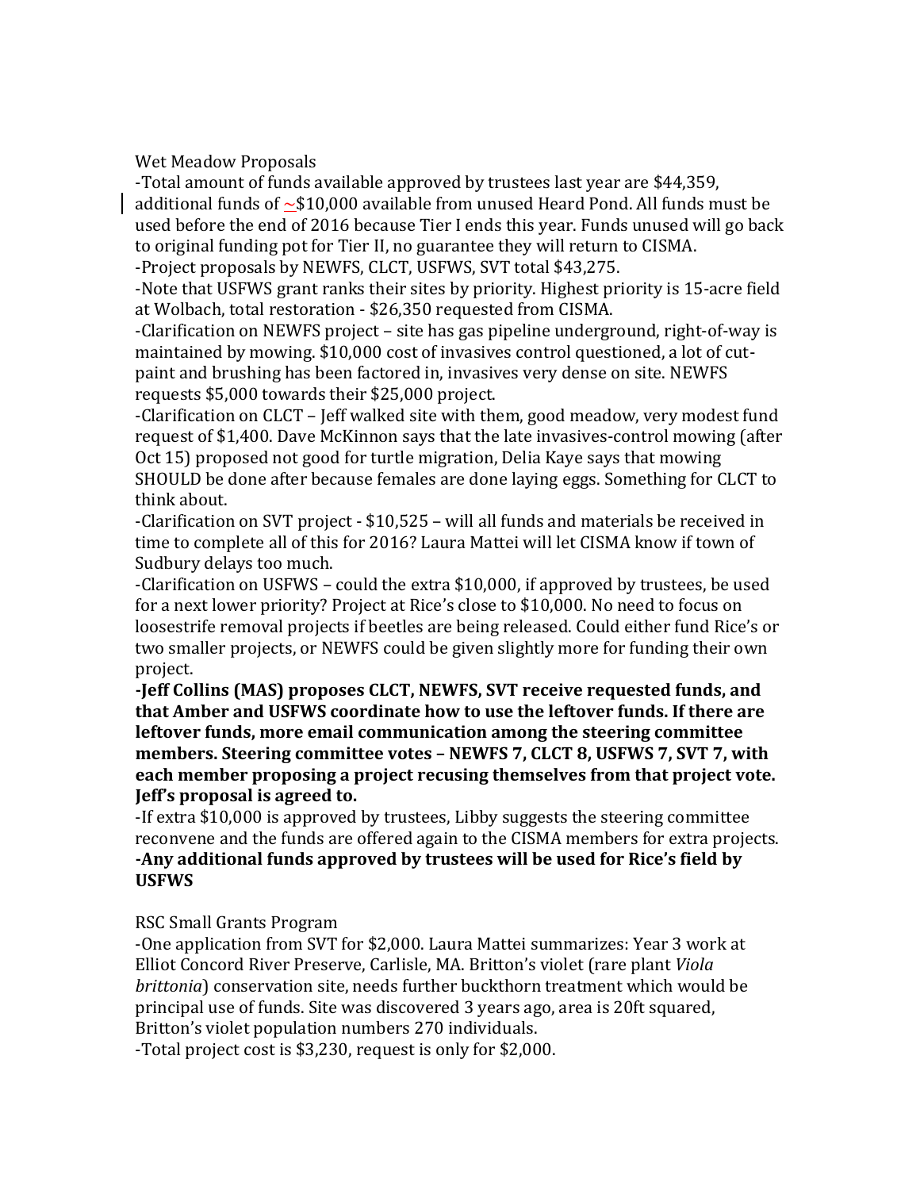Wet Meadow Proposals

-Total amount of funds available approved by trustees last year are $44,359, additional funds of ~$10,000 available from unused Heard Pond. All funds must be used before the end of 2016 because Tier I ends this year. Funds unused will go back to original funding pot for Tier II, no guarantee they will return to CISMA.

-Project proposals by NEWFS, CLCT, USFWS, SVT total $43,275.

-Note that USFWS grant ranks their sites by priority. Highest priority is 15-acre field at Wolbach, total restoration - $26,350 requested from CISMA.

-Clarification on NEWFS project – site has gas pipeline underground, right-of-way is maintained by mowing. $10,000 cost of invasives control questioned, a lot of cut-paint and brushing has been factored in, invasives very dense on site. NEWFS requests $5,000 towards their $25,000 project.

-Clarification on CLCT – Jeff walked site with them, good meadow, very modest fund request of $1,400. Dave McKinnon says that the late invasives-control mowing (after Oct 15) proposed not good for turtle migration, Delia Kaye says that mowing SHOULD be done after because females are done laying eggs. Something for CLCT to think about.

-Clarification on SVT project - $10,525 – will all funds and materials be received in time to complete all of this for 2016? Laura Mattei will let CISMA know if town of Sudbury delays too much.

-Clarification on USFWS – could the extra $10,000, if approved by trustees, be used for a next lower priority? Project at Rice's close to $10,000. No need to focus on loosestrife removal projects if beetles are being released. Could either fund Rice's or two smaller projects, or NEWFS could be given slightly more for funding their own project.

**-Jeff Collins (MAS) proposes CLCT, NEWFS, SVT receive requested funds, and that Amber and USFWS coordinate how to use the leftover funds. If there are leftover funds, more email communication among the steering committee members. Steering committee votes – NEWFS 7, CLCT 8, USFWS 7, SVT 7, with each member proposing a project recusing themselves from that project vote. Jeff's proposal is agreed to.**

-If extra $10,000 is approved by trustees, Libby suggests the steering committee reconvene and the funds are offered again to the CISMA members for extra projects.

**-Any additional funds approved by trustees will be used for Rice's field by USFWS**

RSC Small Grants Program

-One application from SVT for $2,000. Laura Mattei summarizes: Year 3 work at Elliot Concord River Preserve, Carlisle, MA. Britton's violet (rare plant *Viola brittonia*) conservation site, needs further buckthorn treatment which would be principal use of funds. Site was discovered 3 years ago, area is 20ft squared, Britton's violet population numbers 270 individuals.

-Total project cost is $3,230, request is only for $2,000.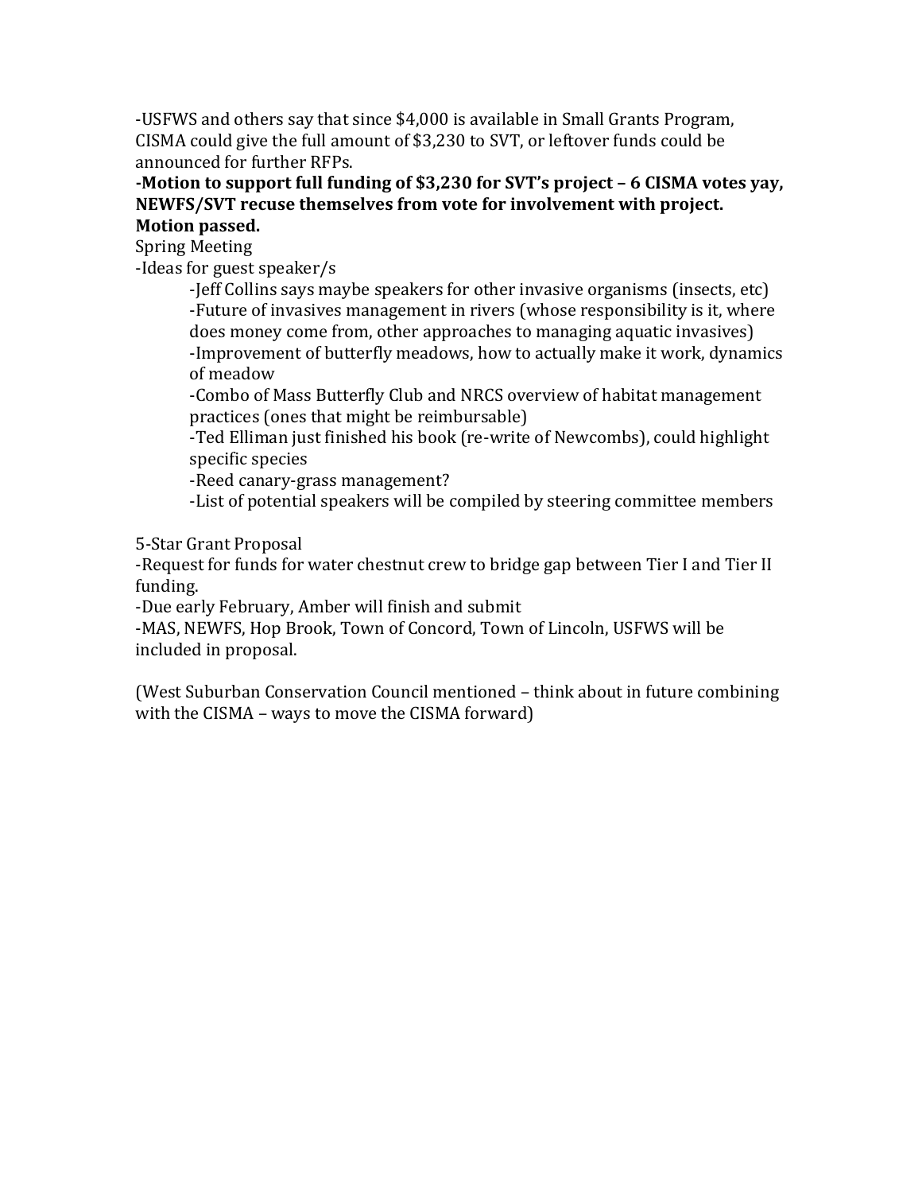-USFWS and others say that since $4,000 is available in Small Grants Program, CISMA could give the full amount of $3,230 to SVT, or leftover funds could be announced for further RFPs.

**-Motion to support full funding of $3,230 for SVT's project – 6 CISMA votes yay, NEWFS/SVT recuse themselves from vote for involvement with project. Motion passed.**

Spring Meeting

-Ideas for guest speaker/s

- -Jeff Collins says maybe speakers for other invasive organisms (insects, etc)
- -Future of invasives management in rivers (whose responsibility is it, where does money come from, other approaches to managing aquatic invasives)
- -Improvement of butterfly meadows, how to actually make it work, dynamics of meadow
- -Combo of Mass Butterfly Club and NRCS overview of habitat management practices (ones that might be reimbursable)
- -Ted Elliman just finished his book (re-write of Newcombs), could highlight specific species
- -Reed canary-grass management?
- -List of potential speakers will be compiled by steering committee members

5-Star Grant Proposal

-Request for funds for water chestnut crew to bridge gap between Tier I and Tier II funding.

-Due early February, Amber will finish and submit

-MAS, NEWFS, Hop Brook, Town of Concord, Town of Lincoln, USFWS will be included in proposal.

(West Suburban Conservation Council mentioned – think about in future combining with the CISMA – ways to move the CISMA forward)